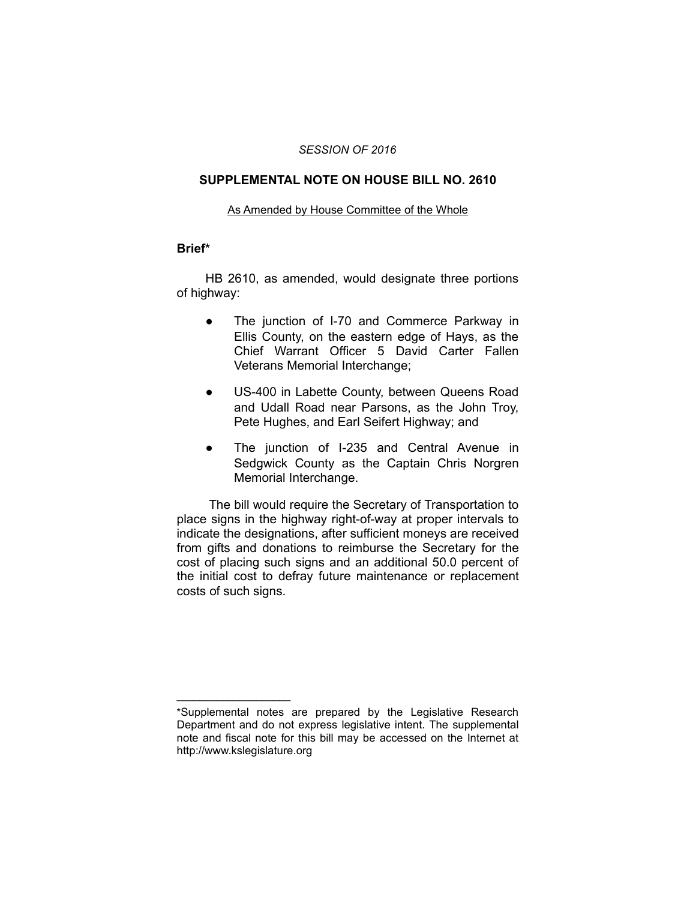*SESSION OF 2016*

## SUPPLEMENTAL NOTE ON HOUSE BILL NO. 2610

As Amended by House Committee of the Whole

### Brief*

HB 2610, as amended, would designate three portions of highway:

- The junction of I-70 and Commerce Parkway in Ellis County, on the eastern edge of Hays, as the Chief Warrant Officer 5 David Carter Fallen Veterans Memorial Interchange;
- US-400 in Labette County, between Queens Road and Udall Road near Parsons, as the John Troy, Pete Hughes, and Earl Seifert Highway; and
- The junction of I-235 and Central Avenue in Sedgwick County as the Captain Chris Norgren Memorial Interchange.

The bill would require the Secretary of Transportation to place signs in the highway right-of-way at proper intervals to indicate the designations, after sufficient moneys are received from gifts and donations to reimburse the Secretary for the cost of placing such signs and an additional 50.0 percent of the initial cost to defray future maintenance or replacement costs of such signs.

---

*Supplemental notes are prepared by the Legislative Research Department and do not express legislative intent. The supplemental note and fiscal note for this bill may be accessed on the Internet at http://www.kslegislature.org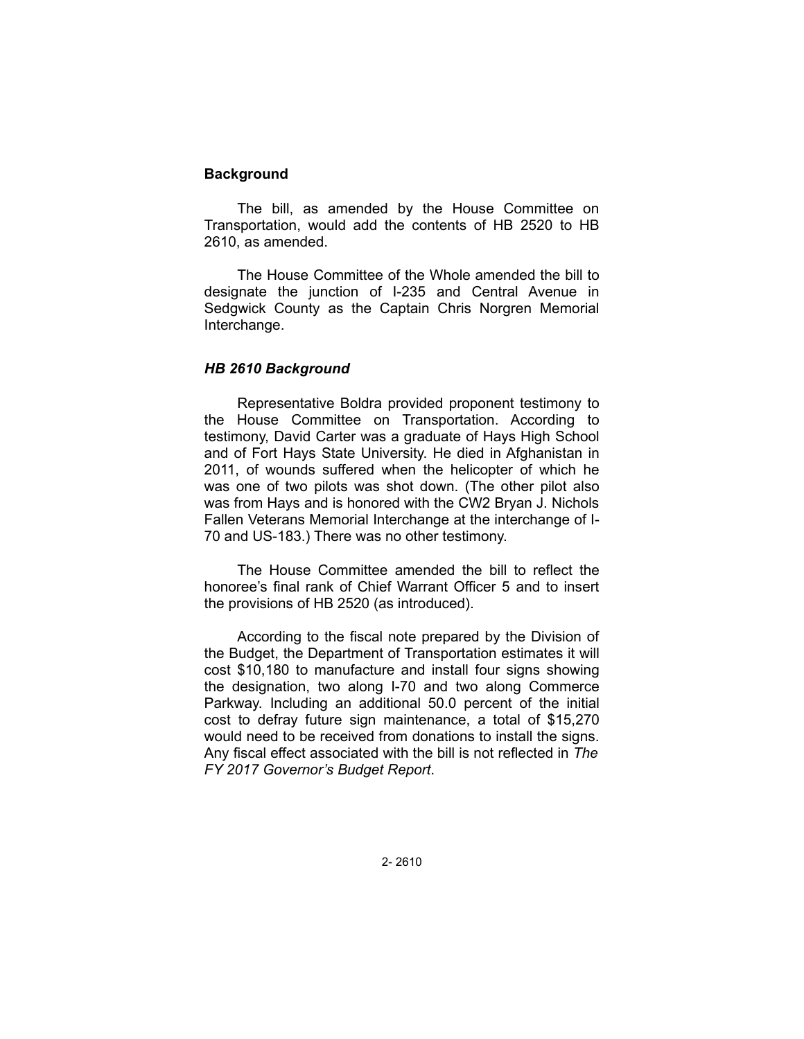## Background

The bill, as amended by the House Committee on Transportation, would add the contents of HB 2520 to HB 2610, as amended.

The House Committee of the Whole amended the bill to designate the junction of I-235 and Central Avenue in Sedgwick County as the Captain Chris Norgren Memorial Interchange.

### *HB 2610 Background*

Representative Boldra provided proponent testimony to the House Committee on Transportation. According to testimony, David Carter was a graduate of Hays High School and of Fort Hays State University. He died in Afghanistan in 2011, of wounds suffered when the helicopter of which he was one of two pilots was shot down. (The other pilot also was from Hays and is honored with the CW2 Bryan J. Nichols Fallen Veterans Memorial Interchange at the interchange of I-70 and US-183.) There was no other testimony.

The House Committee amended the bill to reflect the honoree's final rank of Chief Warrant Officer 5 and to insert the provisions of HB 2520 (as introduced).

According to the fiscal note prepared by the Division of the Budget, the Department of Transportation estimates it will cost $10,180 to manufacture and install four signs showing the designation, two along I-70 and two along Commerce Parkway. Including an additional 50.0 percent of the initial cost to defray future sign maintenance, a total of $15,270 would need to be received from donations to install the signs. Any fiscal effect associated with the bill is not reflected in *The FY 2017 Governor's Budget Report*.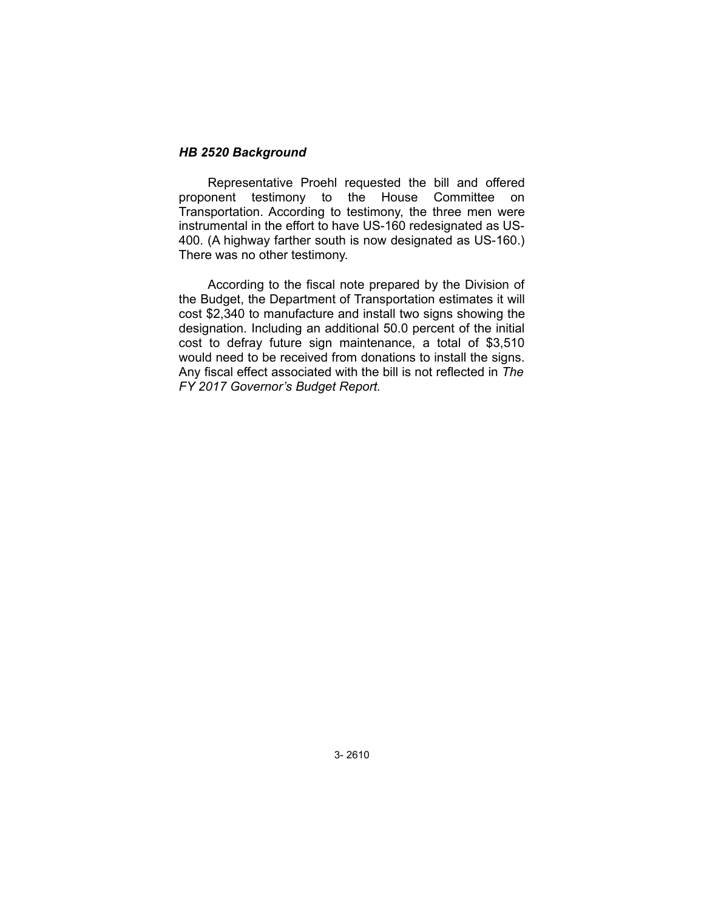### *HB 2520 Background*

Representative Proehl requested the bill and offered proponent testimony to the House Committee on Transportation. According to testimony, the three men were instrumental in the effort to have US-160 redesignated as US-400. (A highway farther south is now designated as US-160.) There was no other testimony.

According to the fiscal note prepared by the Division of the Budget, the Department of Transportation estimates it will cost $2,340 to manufacture and install two signs showing the designation. Including an additional 50.0 percent of the initial cost to defray future sign maintenance, a total of $3,510 would need to be received from donations to install the signs. Any fiscal effect associated with the bill is not reflected in *The FY 2017 Governor's Budget Report.*